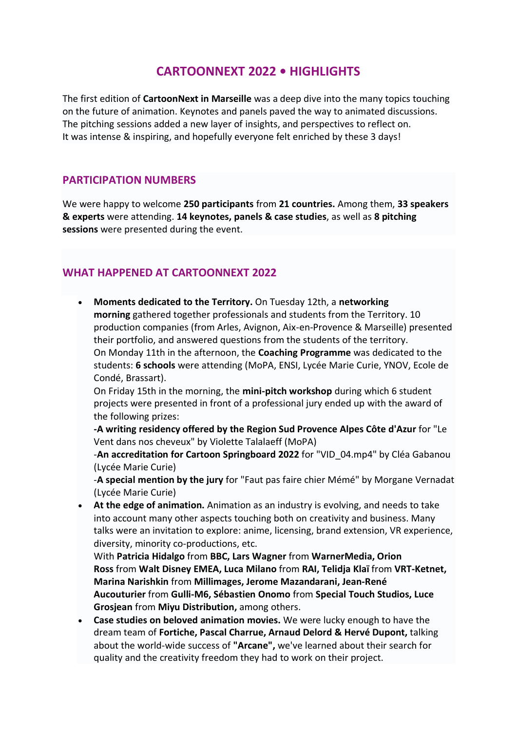# CARTOONNEXT 2022 • HIGHLIGHTS

The first edition of **CartoonNext in Marseille** was a deep dive into the many topics touching on the future of animation. Keynotes and panels paved the way to animated discussions. The pitching sessions added a new layer of insights, and perspectives to reflect on.
It was intense & inspiring, and hopefully everyone felt enriched by these 3 days!

## PARTICIPATION NUMBERS

We were happy to welcome **250 participants** from **21 countries.** Among them, **33 speakers & experts** were attending. **14 keynotes, panels & case studies**, as well as **8 pitching sessions** were presented during the event.

## WHAT HAPPENED AT CARTOONNEXT 2022

- **Moments dedicated to the Territory.** On Tuesday 12th, a **networking morning** gathered together professionals and students from the Territory. 10 production companies (from Arles, Avignon, Aix-en-Provence & Marseille) presented their portfolio, and answered questions from the students of the territory.
  On Monday 11th in the afternoon, the **Coaching Programme** was dedicated to the students: **6 schools** were attending (MoPA, ENSI, Lycée Marie Curie, YNOV, Ecole de Condé, Brassart).
  On Friday 15th in the morning, the **mini-pitch workshop** during which 6 student projects were presented in front of a professional jury ended up with the award of the following prizes:
  **-A writing residency offered by the Region Sud Provence Alpes Côte d'Azur** for "Le Vent dans nos cheveux" by Violette Talalaeff (MoPA)
  -**An accreditation for Cartoon Springboard 2022** for "VID_04.mp4" by Cléa Gabanou (Lycée Marie Curie)
  -**A special mention by the jury** for "Faut pas faire chier Mémé" by Morgane Vernadat (Lycée Marie Curie)
- **At the edge of animation.** Animation as an industry is evolving, and needs to take into account many other aspects touching both on creativity and business. Many talks were an invitation to explore: anime, licensing, brand extension, VR experience, diversity, minority co-productions, etc.
  With **Patricia Hidalgo** from **BBC, Lars Wagner** from **WarnerMedia, Orion Ross** from **Walt Disney EMEA, Luca Milano** from **RAI, Telidja Klaï** from **VRT-Ketnet, Marina Narishkin** from **Millimages, Jerome Mazandarani, Jean-René Aucouturier** from **Gulli-M6, Sébastien Onomo** from **Special Touch Studios, Luce Grosjean** from **Miyu Distribution,** among others.
- **Case studies on beloved animation movies.** We were lucky enough to have the dream team of **Fortiche, Pascal Charrue, Arnaud Delord & Hervé Dupont,** talking about the world-wide success of **"Arcane",** we've learned about their search for quality and the creativity freedom they had to work on their project.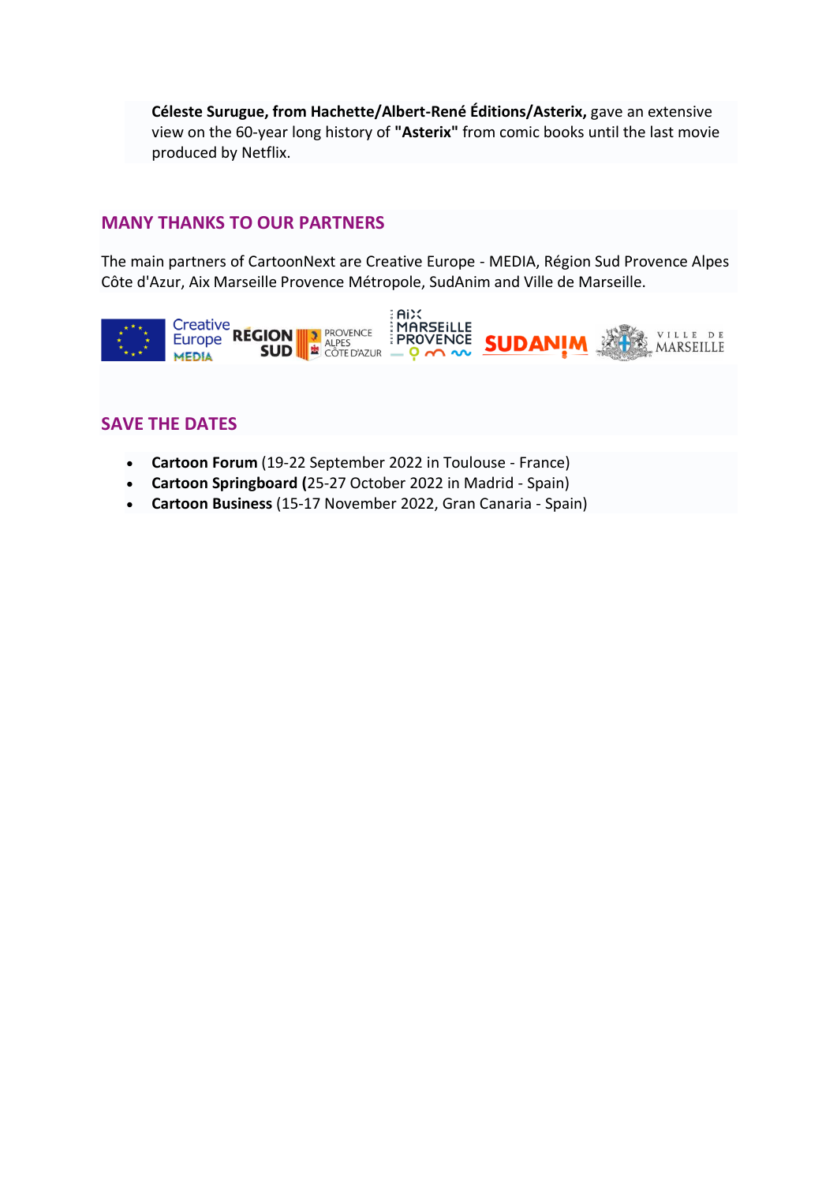**Céleste Surugue, from Hachette/Albert-René Éditions/Asterix,** gave an extensive view on the 60-year long history of **"Asterix"** from comic books until the last movie produced by Netflix.

## MANY THANKS TO OUR PARTNERS

The main partners of CartoonNext are Creative Europe - MEDIA, Région Sud Provence Alpes Côte d'Azur, Aix Marseille Provence Métropole, SudAnim and Ville de Marseille.

## SAVE THE DATES

- **Cartoon Forum** (19-22 September 2022 in Toulouse - France)
- **Cartoon Springboard (**25-27 October 2022 in Madrid - Spain)
- **Cartoon Business** (15-17 November 2022, Gran Canaria - Spain)